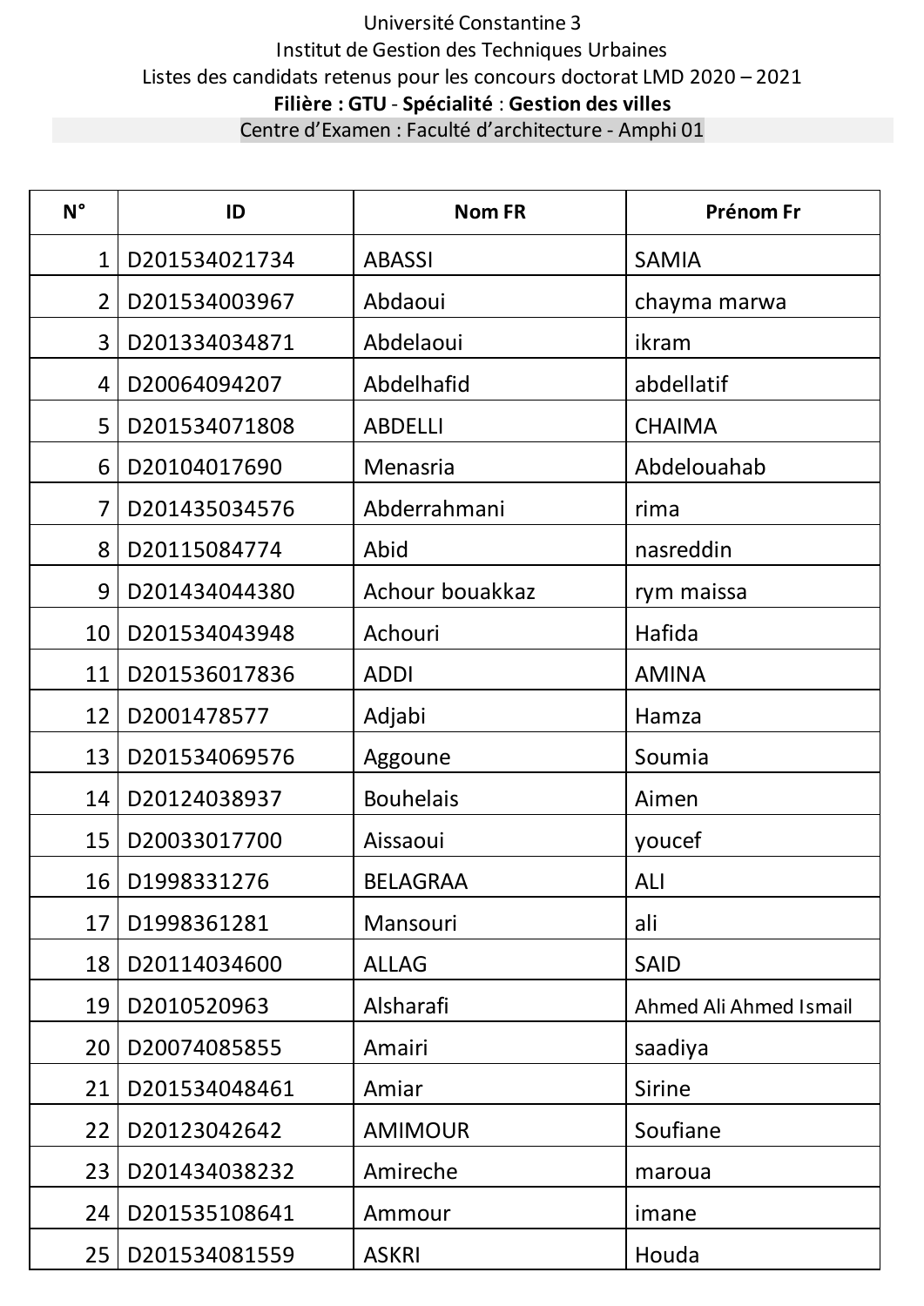Université Constantine 3

Institut de Gestion des Techniques Urbaines

Listes des candidats retenus pour les concours doctorat LMD 2020 – 2021

**Filière : GTU** - **Spécialité** : **Gestion des villes**

Centre d'Examen : Faculté d'architecture - Amphi 01

| N° | ID | Nom FR | Prénom Fr |
|---|---|---|---|
| 1 | D201534021734 | ABASSI | SAMIA |
| 2 | D201534003967 | Abdaoui | chayma marwa |
| 3 | D201334034871 | Abdelaoui | ikram |
| 4 | D20064094207 | Abdelhafid | abdellatif |
| 5 | D201534071808 | ABDELLI | CHAIMA |
| 6 | D20104017690 | Menasria | Abdelouahab |
| 7 | D201435034576 | Abderrahmani | rima |
| 8 | D20115084774 | Abid | nasreddin |
| 9 | D201434044380 | Achour bouakkaz | rym maissa |
| 10 | D201534043948 | Achouri | Hafida |
| 11 | D201536017836 | ADDI | AMINA |
| 12 | D2001478577 | Adjabi | Hamza |
| 13 | D201534069576 | Aggoune | Soumia |
| 14 | D20124038937 | Bouhelais | Aimen |
| 15 | D20033017700 | Aissaoui | youcef |
| 16 | D1998331276 | BELAGRAA | ALI |
| 17 | D1998361281 | Mansouri | ali |
| 18 | D20114034600 | ALLAG | SAID |
| 19 | D2010520963 | Alsharafi | Ahmed Ali Ahmed Ismail |
| 20 | D20074085855 | Amairi | saadiya |
| 21 | D201534048461 | Amiar | Sirine |
| 22 | D20123042642 | AMIMOUR | Soufiane |
| 23 | D201434038232 | Amireche | maroua |
| 24 | D201535108641 | Ammour | imane |
| 25 | D201534081559 | ASKRI | Houda |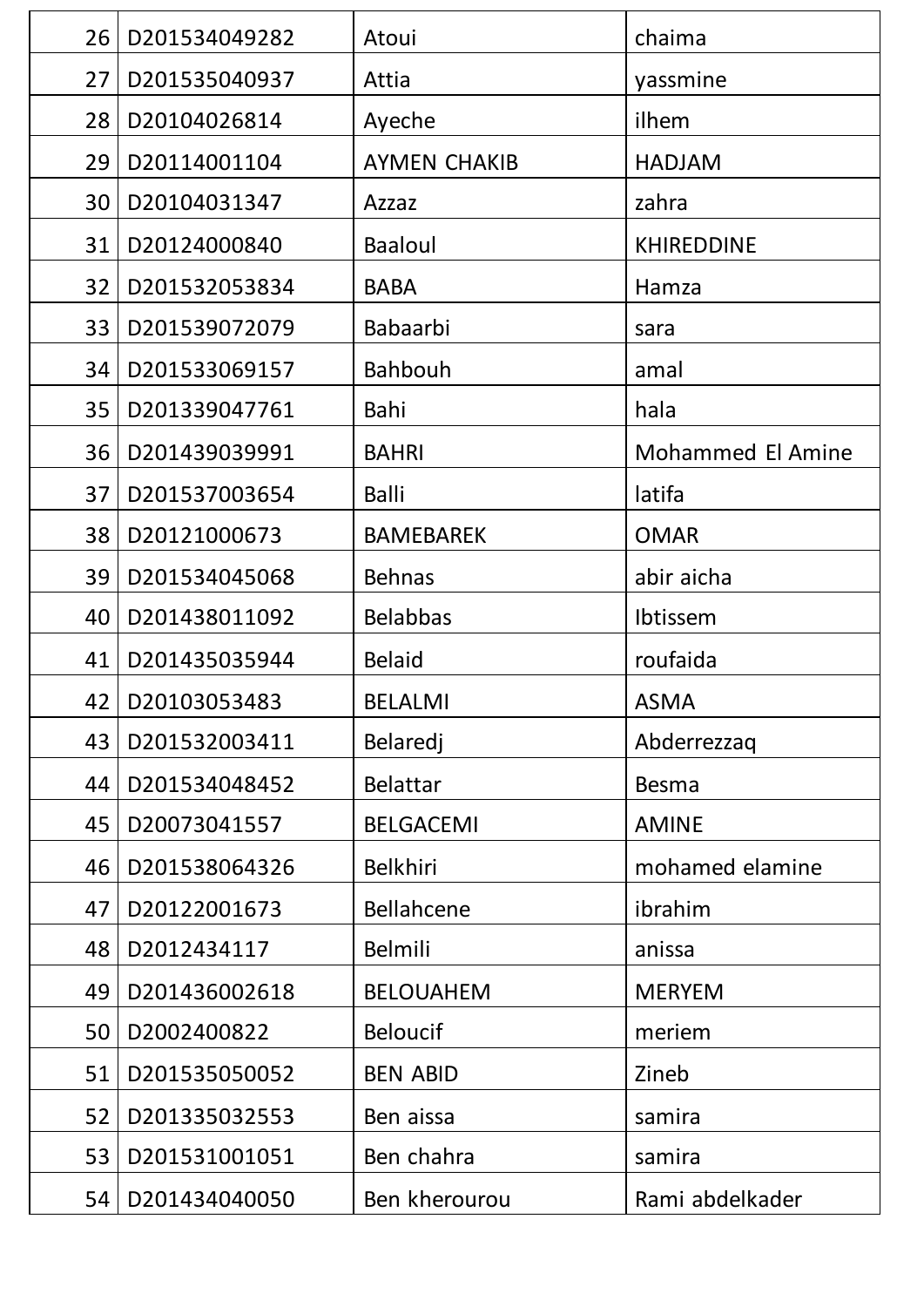| 26 | D201534049282 | Atoui | chaima |
|---|---|---|---|
| 27 | D201535040937 | Attia | yassmine |
| 28 | D20104026814 | Ayeche | ilhem |
| 29 | D20114001104 | AYMEN CHAKIB | HADJAM |
| 30 | D20104031347 | Azzaz | zahra |
| 31 | D20124000840 | Baaloul | KHIREDDINE |
| 32 | D201532053834 | BABA | Hamza |
| 33 | D201539072079 | Babaarbi | sara |
| 34 | D201533069157 | Bahbouh | amal |
| 35 | D201339047761 | Bahi | hala |
| 36 | D201439039991 | BAHRI | Mohammed El Amine |
| 37 | D201537003654 | Balli | latifa |
| 38 | D20121000673 | BAMEBAREK | OMAR |
| 39 | D201534045068 | Behnas | abir aicha |
| 40 | D201438011092 | Belabbas | Ibtissem |
| 41 | D201435035944 | Belaid | roufaida |
| 42 | D20103053483 | BELALMI | ASMA |
| 43 | D201532003411 | Belaredj | Abderrezzaq |
| 44 | D201534048452 | Belattar | Besma |
| 45 | D20073041557 | BELGACEMI | AMINE |
| 46 | D201538064326 | Belkhiri | mohamed elamine |
| 47 | D20122001673 | Bellahcene | ibrahim |
| 48 | D2012434117 | Belmili | anissa |
| 49 | D201436002618 | BELOUAHEM | MERYEM |
| 50 | D2002400822 | Beloucif | meriem |
| 51 | D201535050052 | BEN ABID | Zineb |
| 52 | D201335032553 | Ben aissa | samira |
| 53 | D201531001051 | Ben chahra | samira |
| 54 | D201434040050 | Ben kherourou | Rami abdelkader |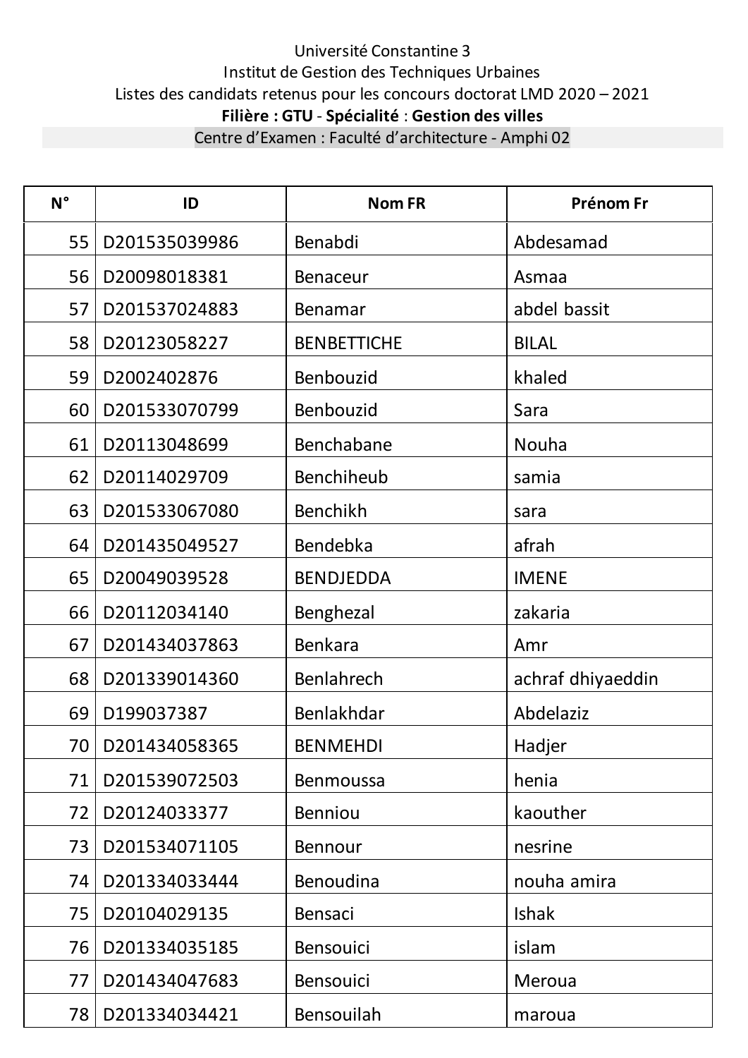Université Constantine 3

Institut de Gestion des Techniques Urbaines

Listes des candidats retenus pour les concours doctorat LMD 2020 – 2021

**Filière : GTU** - **Spécialité** : **Gestion des villes**

Centre d'Examen : Faculté d'architecture - Amphi 02

| N° | ID | Nom FR | Prénom Fr |
|---|---|---|---|
| 55 | D201535039986 | Benabdi | Abdesamad |
| 56 | D20098018381 | Benaceur | Asmaa |
| 57 | D201537024883 | Benamar | abdel bassit |
| 58 | D20123058227 | BENBETTICHE | BILAL |
| 59 | D2002402876 | Benbouzid | khaled |
| 60 | D201533070799 | Benbouzid | Sara |
| 61 | D20113048699 | Benchabane | Nouha |
| 62 | D20114029709 | Benchiheub | samia |
| 63 | D201533067080 | Benchikh | sara |
| 64 | D201435049527 | Bendebka | afrah |
| 65 | D20049039528 | BENDJEDDA | IMENE |
| 66 | D20112034140 | Benghezal | zakaria |
| 67 | D201434037863 | Benkara | Amr |
| 68 | D201339014360 | Benlahrech | achraf dhiyaeddin |
| 69 | D199037387 | Benlakhdar | Abdelaziz |
| 70 | D201434058365 | BENMEHDI | Hadjer |
| 71 | D201539072503 | Benmoussa | henia |
| 72 | D20124033377 | Benniou | kaouther |
| 73 | D201534071105 | Bennour | nesrine |
| 74 | D201334033444 | Benoudina | nouha amira |
| 75 | D20104029135 | Bensaci | Ishak |
| 76 | D201334035185 | Bensouici | islam |
| 77 | D201434047683 | Bensouici | Meroua |
| 78 | D201334034421 | Bensouilah | maroua |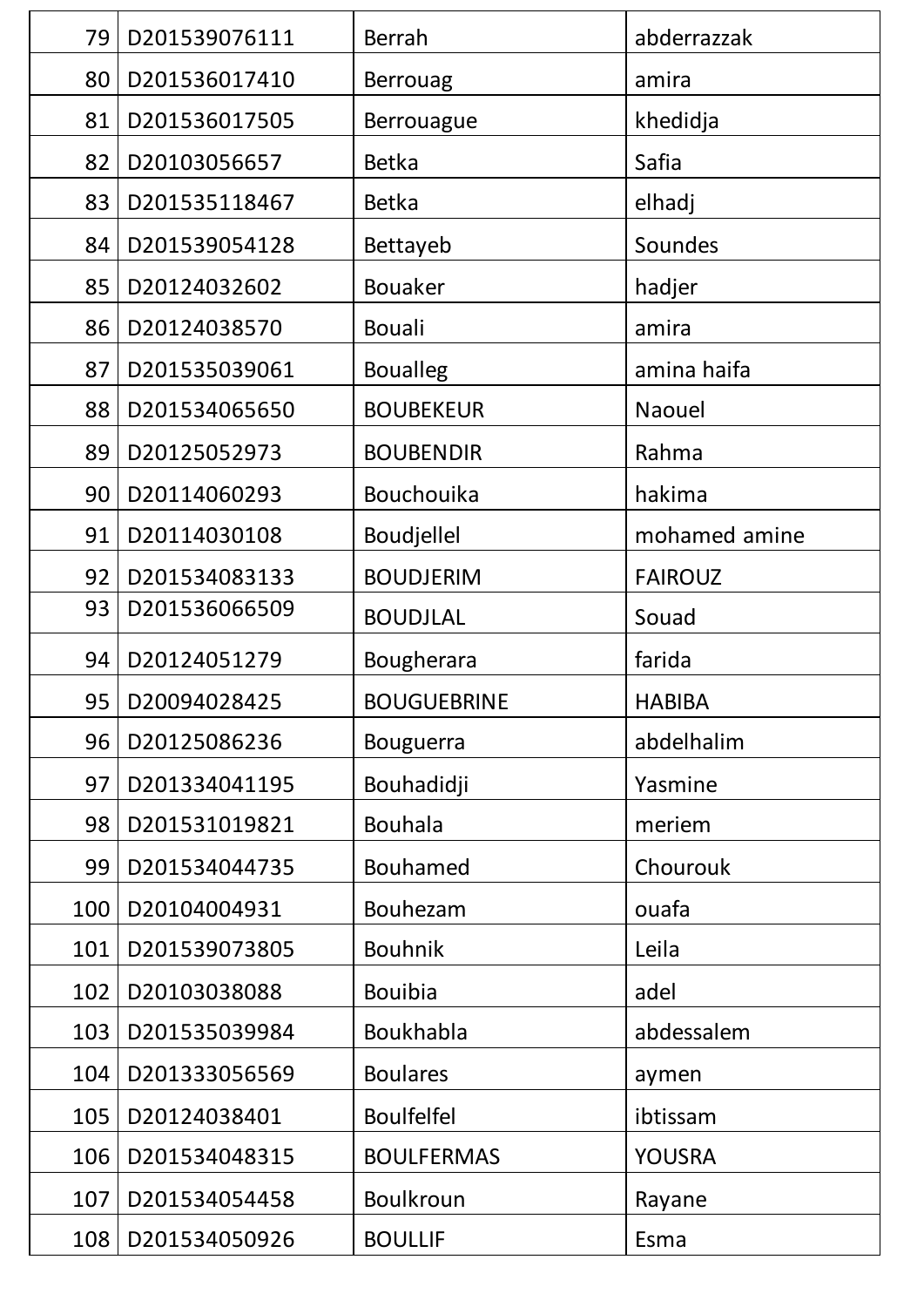| 79 | D201539076111 | Berrah | abderrazzak |
|---|---|---|---|
| 80 | D201536017410 | Berrouag | amira |
| 81 | D201536017505 | Berrouague | khedidja |
| 82 | D20103056657 | Betka | Safia |
| 83 | D201535118467 | Betka | elhadj |
| 84 | D201539054128 | Bettayeb | Soundes |
| 85 | D20124032602 | Bouaker | hadjer |
| 86 | D20124038570 | Bouali | amira |
| 87 | D201535039061 | Boualleg | amina haifa |
| 88 | D201534065650 | BOUBEKEUR | Naouel |
| 89 | D20125052973 | BOUBENDIR | Rahma |
| 90 | D20114060293 | Bouchouika | hakima |
| 91 | D20114030108 | Boudjellel | mohamed amine |
| 92 | D201534083133 | BOUDJERIM | FAIROUZ |
| 93 | D201536066509 | BOUDJLAL | Souad |
| 94 | D20124051279 | Bougherara | farida |
| 95 | D20094028425 | BOUGUEBRINE | HABIBA |
| 96 | D20125086236 | Bouguerra | abdelhalim |
| 97 | D201334041195 | Bouhadidji | Yasmine |
| 98 | D201531019821 | Bouhala | meriem |
| 99 | D201534044735 | Bouhamed | Chourouk |
| 100 | D20104004931 | Bouhezam | ouafa |
| 101 | D201539073805 | Bouhnik | Leila |
| 102 | D20103038088 | Bouibia | adel |
| 103 | D201535039984 | Boukhabla | abdessalem |
| 104 | D201333056569 | Boulares | aymen |
| 105 | D20124038401 | Boulfelfel | ibtissam |
| 106 | D201534048315 | BOULFERMAS | YOUSRA |
| 107 | D201534054458 | Boulkroun | Rayane |
| 108 | D201534050926 | BOULLIF | Esma |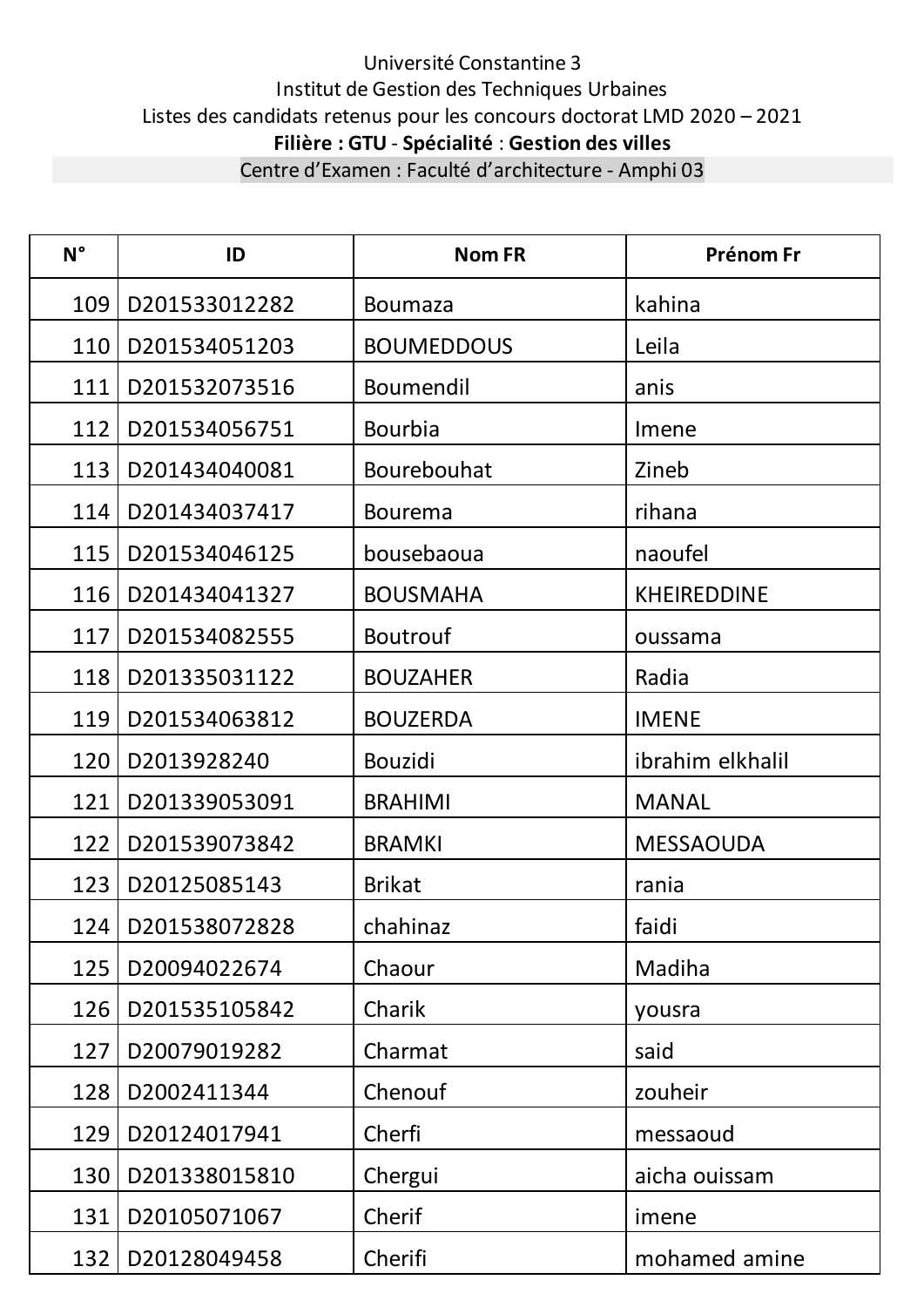Université Constantine 3

Institut de Gestion des Techniques Urbaines

Listes des candidats retenus pour les concours doctorat LMD 2020 – 2021

**Filière : GTU - Spécialité : Gestion des villes**

Centre d'Examen : Faculté d'architecture - Amphi 03

| N° | ID | Nom FR | Prénom Fr |
|---|---|---|---|
| 109 | D201533012282 | Boumaza | kahina |
| 110 | D201534051203 | BOUMEDDOUS | Leila |
| 111 | D201532073516 | Boumendil | anis |
| 112 | D201534056751 | Bourbia | Imene |
| 113 | D201434040081 | Bourebouhat | Zineb |
| 114 | D201434037417 | Bourema | rihana |
| 115 | D201534046125 | bousebaoua | naoufel |
| 116 | D201434041327 | BOUSMAHA | KHEIREDDINE |
| 117 | D201534082555 | Boutrouf | oussama |
| 118 | D201335031122 | BOUZAHER | Radia |
| 119 | D201534063812 | BOUZERDA | IMENE |
| 120 | D2013928240 | Bouzidi | ibrahim elkhalil |
| 121 | D201339053091 | BRAHIMI | MANAL |
| 122 | D201539073842 | BRAMKI | MESSAOUDA |
| 123 | D20125085143 | Brikat | rania |
| 124 | D201538072828 | chahinaz | faidi |
| 125 | D20094022674 | Chaour | Madiha |
| 126 | D201535105842 | Charik | yousra |
| 127 | D20079019282 | Charmat | said |
| 128 | D2002411344 | Chenouf | zouheir |
| 129 | D20124017941 | Cherfi | messaoud |
| 130 | D201338015810 | Chergui | aicha ouissam |
| 131 | D20105071067 | Cherif | imene |
| 132 | D20128049458 | Cherifi | mohamed amine |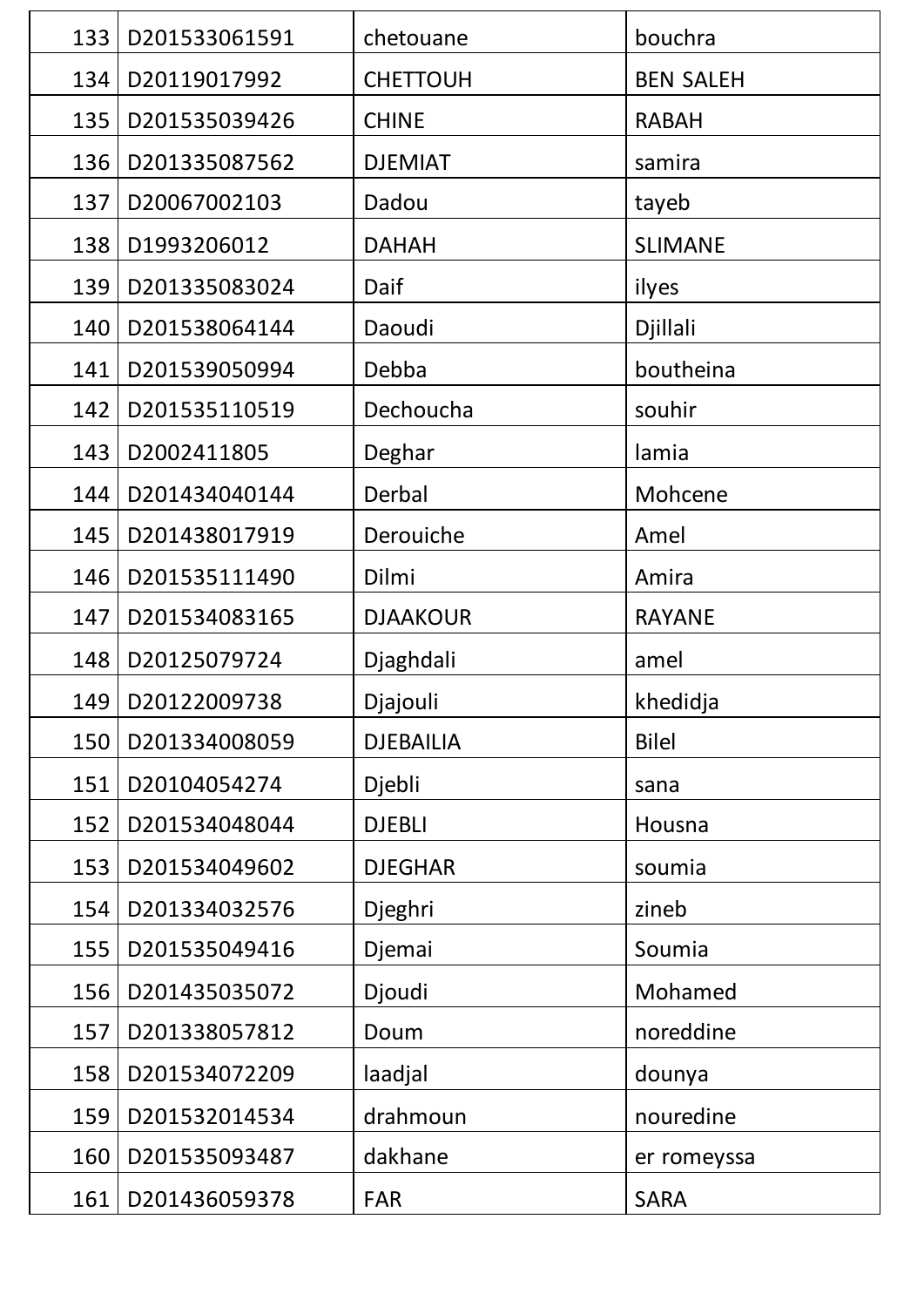| 133 | D201533061591 | chetouane | bouchra |
|---|---|---|---|
| 134 | D20119017992 | CHETTOUH | BEN SALEH |
| 135 | D201535039426 | CHINE | RABAH |
| 136 | D201335087562 | DJEMIAT | samira |
| 137 | D20067002103 | Dadou | tayeb |
| 138 | D1993206012 | DAHAH | SLIMANE |
| 139 | D201335083024 | Daif | ilyes |
| 140 | D201538064144 | Daoudi | Djillali |
| 141 | D201539050994 | Debba | boutheina |
| 142 | D201535110519 | Dechoucha | souhir |
| 143 | D2002411805 | Deghar | lamia |
| 144 | D201434040144 | Derbal | Mohcene |
| 145 | D201438017919 | Derouiche | Amel |
| 146 | D201535111490 | Dilmi | Amira |
| 147 | D201534083165 | DJAAKOUR | RAYANE |
| 148 | D20125079724 | Djaghdali | amel |
| 149 | D20122009738 | Djajouli | khedidja |
| 150 | D201334008059 | DJEBAILIA | Bilel |
| 151 | D20104054274 | Djebli | sana |
| 152 | D201534048044 | DJEBLI | Housna |
| 153 | D201534049602 | DJEGHAR | soumia |
| 154 | D201334032576 | Djeghri | zineb |
| 155 | D201535049416 | Djemai | Soumia |
| 156 | D201435035072 | Djoudi | Mohamed |
| 157 | D201338057812 | Doum | noreddine |
| 158 | D201534072209 | laadjal | dounya |
| 159 | D201532014534 | drahmoun | nouredine |
| 160 | D201535093487 | dakhane | er romeyssa |
| 161 | D201436059378 | FAR | SARA |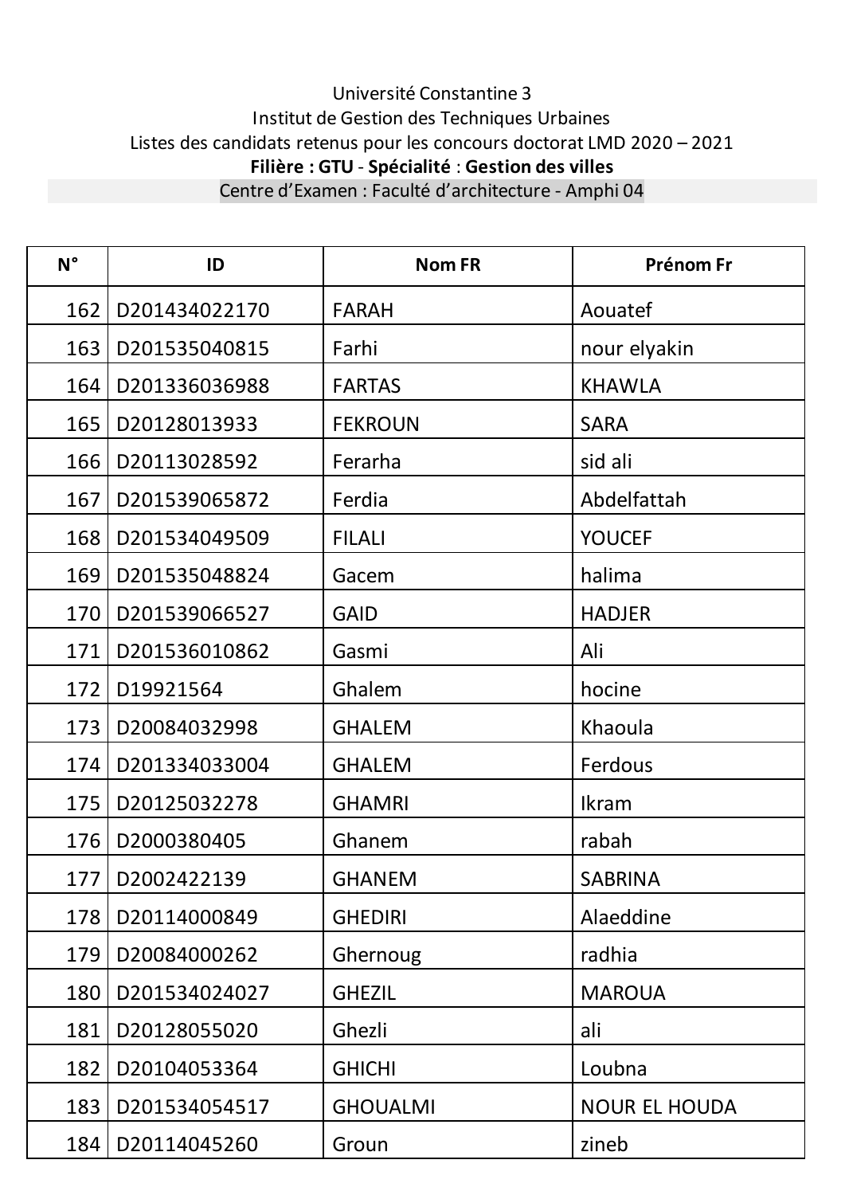Université Constantine 3

Institut de Gestion des Techniques Urbaines

Listes des candidats retenus pour les concours doctorat LMD 2020 – 2021

**Filière : GTU** - **Spécialité** : **Gestion des villes**

Centre d'Examen : Faculté d'architecture - Amphi 04

| N° | ID | Nom FR | Prénom Fr |
|---|---|---|---|
| 162 | D201434022170 | FARAH | Aouatef |
| 163 | D201535040815 | Farhi | nour elyakin |
| 164 | D201336036988 | FARTAS | KHAWLA |
| 165 | D20128013933 | FEKROUN | SARA |
| 166 | D20113028592 | Ferarha | sid ali |
| 167 | D201539065872 | Ferdia | Abdelfattah |
| 168 | D201534049509 | FILALI | YOUCEF |
| 169 | D201535048824 | Gacem | halima |
| 170 | D201539066527 | GAID | HADJER |
| 171 | D201536010862 | Gasmi | Ali |
| 172 | D19921564 | Ghalem | hocine |
| 173 | D20084032998 | GHALEM | Khaoula |
| 174 | D201334033004 | GHALEM | Ferdous |
| 175 | D20125032278 | GHAMRI | Ikram |
| 176 | D2000380405 | Ghanem | rabah |
| 177 | D2002422139 | GHANEM | SABRINA |
| 178 | D20114000849 | GHEDIRI | Alaeddine |
| 179 | D20084000262 | Ghernoug | radhia |
| 180 | D201534024027 | GHEZIL | MAROUA |
| 181 | D20128055020 | Ghezli | ali |
| 182 | D20104053364 | GHICHI | Loubna |
| 183 | D201534054517 | GHOUALMI | NOUR EL HOUDA |
| 184 | D20114045260 | Groun | zineb |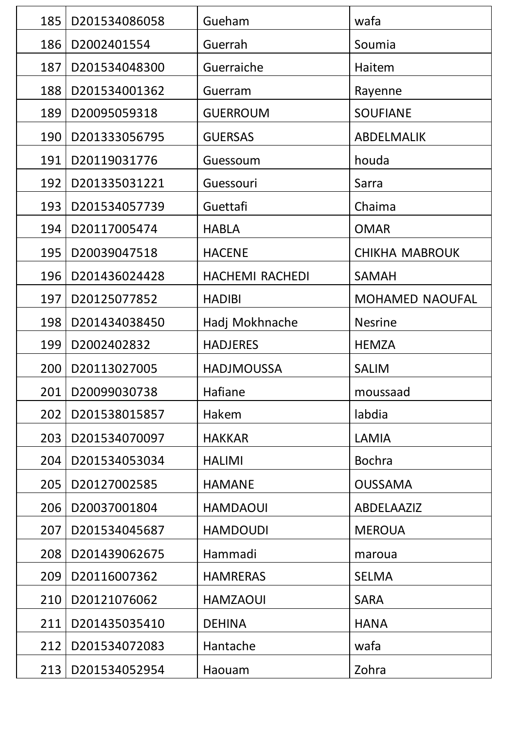| 185 | D201534086058 | Gueham | wafa |
|---|---|---|---|
| 186 | D2002401554 | Guerrah | Soumia |
| 187 | D201534048300 | Guerraiche | Haitem |
| 188 | D201534001362 | Guerram | Rayenne |
| 189 | D20095059318 | GUERROUM | SOUFIANE |
| 190 | D201333056795 | GUERSAS | ABDELMALIK |
| 191 | D20119031776 | Guessoum | houda |
| 192 | D201335031221 | Guessouri | Sarra |
| 193 | D201534057739 | Guettafi | Chaima |
| 194 | D20117005474 | HABLA | OMAR |
| 195 | D20039047518 | HACENE | CHIKHA MABROUK |
| 196 | D201436024428 | HACHEMI RACHEDI | SAMAH |
| 197 | D20125077852 | HADIBI | MOHAMED NAOUFAL |
| 198 | D201434038450 | Hadj Mokhnache | Nesrine |
| 199 | D2002402832 | HADJERES | HEMZA |
| 200 | D20113027005 | HADJMOUSSA | SALIM |
| 201 | D20099030738 | Hafiane | moussaad |
| 202 | D201538015857 | Hakem | labdia |
| 203 | D201534070097 | HAKKAR | LAMIA |
| 204 | D201534053034 | HALIMI | Bochra |
| 205 | D20127002585 | HAMANE | OUSSAMA |
| 206 | D20037001804 | HAMDAOUI | ABDELAAZIZ |
| 207 | D201534045687 | HAMDOUDI | MEROUA |
| 208 | D201439062675 | Hammadi | maroua |
| 209 | D20116007362 | HAMRERAS | SELMA |
| 210 | D20121076062 | HAMZAOUI | SARA |
| 211 | D201435035410 | DEHINA | HANA |
| 212 | D201534072083 | Hantache | wafa |
| 213 | D201534052954 | Haouam | Zohra |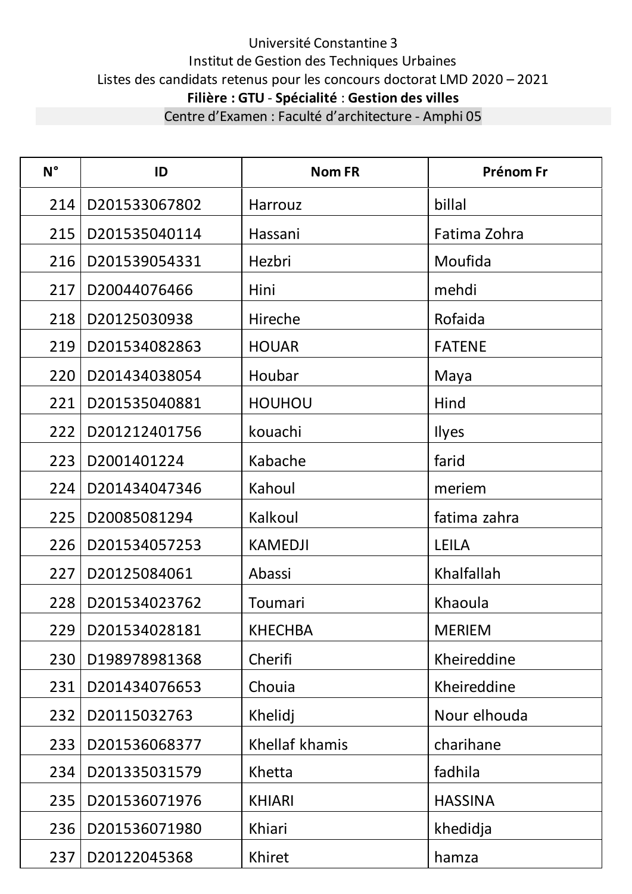Université Constantine 3

Institut de Gestion des Techniques Urbaines

Listes des candidats retenus pour les concours doctorat LMD 2020 – 2021

**Filière : GTU** - **Spécialité** : **Gestion des villes**

Centre d'Examen : Faculté d'architecture - Amphi 05

| N° | ID | Nom FR | Prénom Fr |
|---|---|---|---|
| 214 | D201533067802 | Harrouz | billal |
| 215 | D201535040114 | Hassani | Fatima Zohra |
| 216 | D201539054331 | Hezbri | Moufida |
| 217 | D20044076466 | Hini | mehdi |
| 218 | D20125030938 | Hireche | Rofaida |
| 219 | D201534082863 | HOUAR | FATENE |
| 220 | D201434038054 | Houbar | Maya |
| 221 | D201535040881 | HOUHOU | Hind |
| 222 | D201212401756 | kouachi | Ilyes |
| 223 | D2001401224 | Kabache | farid |
| 224 | D201434047346 | Kahoul | meriem |
| 225 | D20085081294 | Kalkoul | fatima zahra |
| 226 | D201534057253 | KAMEDJI | LEILA |
| 227 | D20125084061 | Abassi | Khalfallah |
| 228 | D201534023762 | Toumari | Khaoula |
| 229 | D201534028181 | KHECHBA | MERIEM |
| 230 | D198978981368 | Cherifi | Kheireddine |
| 231 | D201434076653 | Chouia | Kheireddine |
| 232 | D20115032763 | Khelidj | Nour elhouda |
| 233 | D201536068377 | Khellaf khamis | charihane |
| 234 | D201335031579 | Khetta | fadhila |
| 235 | D201536071976 | KHIARI | HASSINA |
| 236 | D201536071980 | Khiari | khedidja |
| 237 | D20122045368 | Khiret | hamza |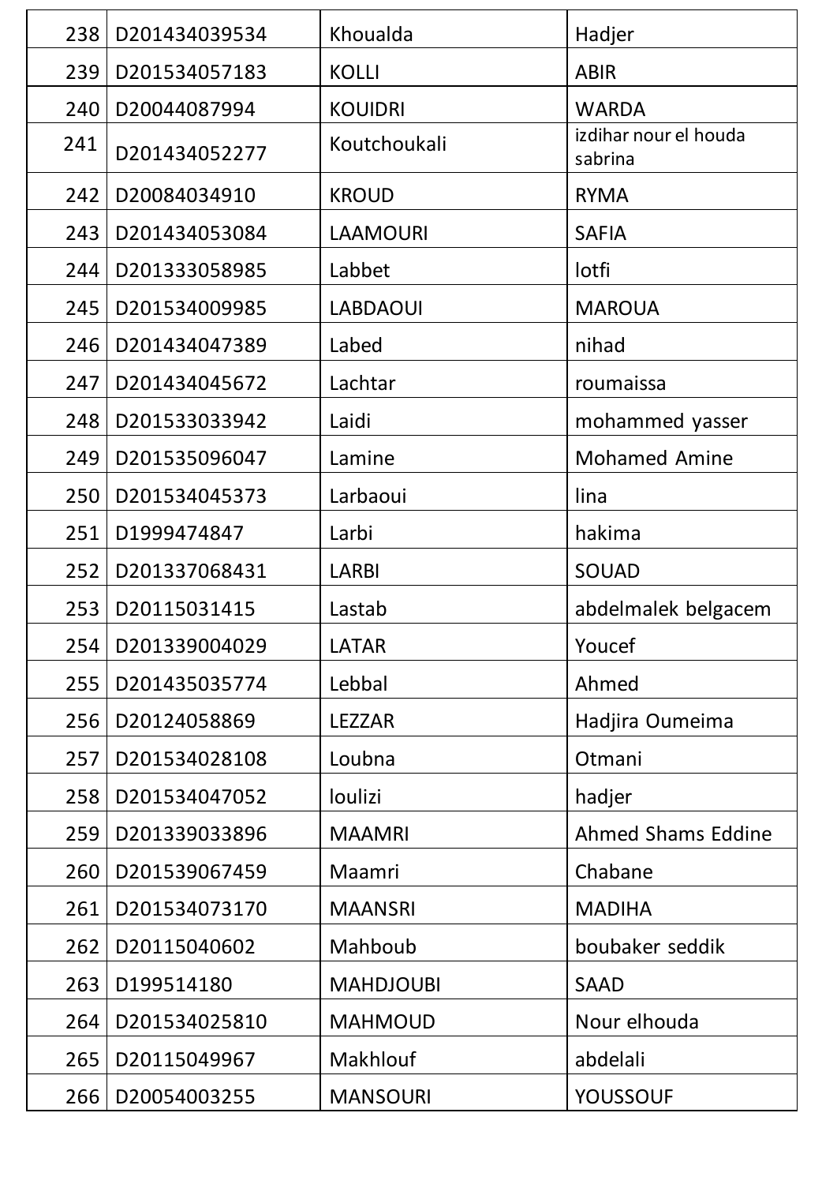| 238 | D201434039534 | Khoualda | Hadjer |
|---|---|---|---|
| 239 | D201534057183 | KOLLI | ABIR |
| 240 | D20044087994 | KOUIDRI | WARDA |
| 241 | D201434052277 | Koutchoukali | izdihar nour el houda sabrina |
| 242 | D20084034910 | KROUD | RYMA |
| 243 | D201434053084 | LAAMOURI | SAFIA |
| 244 | D201333058985 | Labbet | lotfi |
| 245 | D201534009985 | LABDAOUI | MAROUA |
| 246 | D201434047389 | Labed | nihad |
| 247 | D201434045672 | Lachtar | roumaissa |
| 248 | D201533033942 | Laidi | mohammed yasser |
| 249 | D201535096047 | Lamine | Mohamed Amine |
| 250 | D201534045373 | Larbaoui | lina |
| 251 | D1999474847 | Larbi | hakima |
| 252 | D201337068431 | LARBI | SOUAD |
| 253 | D20115031415 | Lastab | abdelmalek belgacem |
| 254 | D201339004029 | LATAR | Youcef |
| 255 | D201435035774 | Lebbal | Ahmed |
| 256 | D20124058869 | LEZZAR | Hadjira Oumeima |
| 257 | D201534028108 | Loubna | Otmani |
| 258 | D201534047052 | loulizi | hadjer |
| 259 | D201339033896 | MAAMRI | Ahmed Shams Eddine |
| 260 | D201539067459 | Maamri | Chabane |
| 261 | D201534073170 | MAANSRI | MADIHA |
| 262 | D20115040602 | Mahboub | boubaker seddik |
| 263 | D199514180 | MAHDJOUBI | SAAD |
| 264 | D201534025810 | MAHMOUD | Nour elhouda |
| 265 | D20115049967 | Makhlouf | abdelali |
| 266 | D20054003255 | MANSOURI | YOUSSOUF |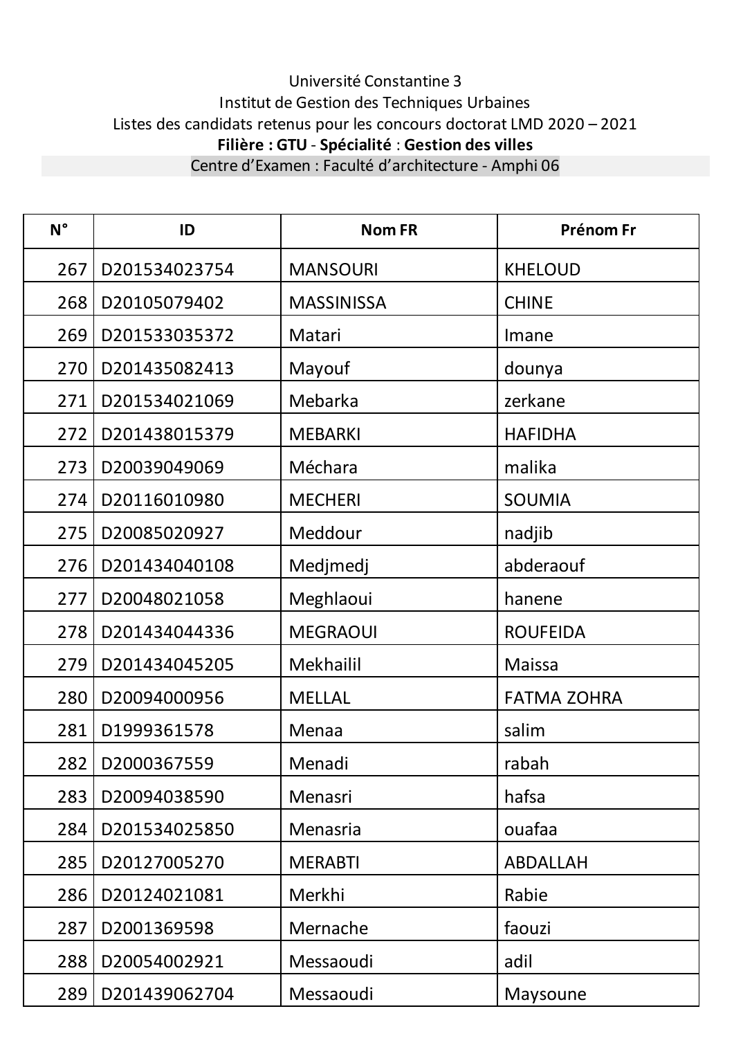Université Constantine 3

Institut de Gestion des Techniques Urbaines

Listes des candidats retenus pour les concours doctorat LMD 2020 – 2021

**Filière : GTU** - **Spécialité** : **Gestion des villes**

Centre d'Examen : Faculté d'architecture - Amphi 06

| N° | ID | Nom FR | Prénom Fr |
|---|---|---|---|
| 267 | D201534023754 | MANSOURI | KHELOUD |
| 268 | D20105079402 | MASSINISSA | CHINE |
| 269 | D201533035372 | Matari | Imane |
| 270 | D201435082413 | Mayouf | dounya |
| 271 | D201534021069 | Mebarka | zerkane |
| 272 | D201438015379 | MEBARKI | HAFIDHA |
| 273 | D20039049069 | Méchara | malika |
| 274 | D20116010980 | MECHERI | SOUMIA |
| 275 | D20085020927 | Meddour | nadjib |
| 276 | D201434040108 | Medjmedj | abderaouf |
| 277 | D20048021058 | Meghlaoui | hanene |
| 278 | D201434044336 | MEGRAOUI | ROUFEIDA |
| 279 | D201434045205 | Mekhailil | Maissa |
| 280 | D20094000956 | MELLAL | FATMA ZOHRA |
| 281 | D1999361578 | Menaa | salim |
| 282 | D2000367559 | Menadi | rabah |
| 283 | D20094038590 | Menasri | hafsa |
| 284 | D201534025850 | Menasria | ouafaa |
| 285 | D20127005270 | MERABTI | ABDALLAH |
| 286 | D20124021081 | Merkhi | Rabie |
| 287 | D2001369598 | Mernache | faouzi |
| 288 | D20054002921 | Messaoudi | adil |
| 289 | D201439062704 | Messaoudi | Maysoune |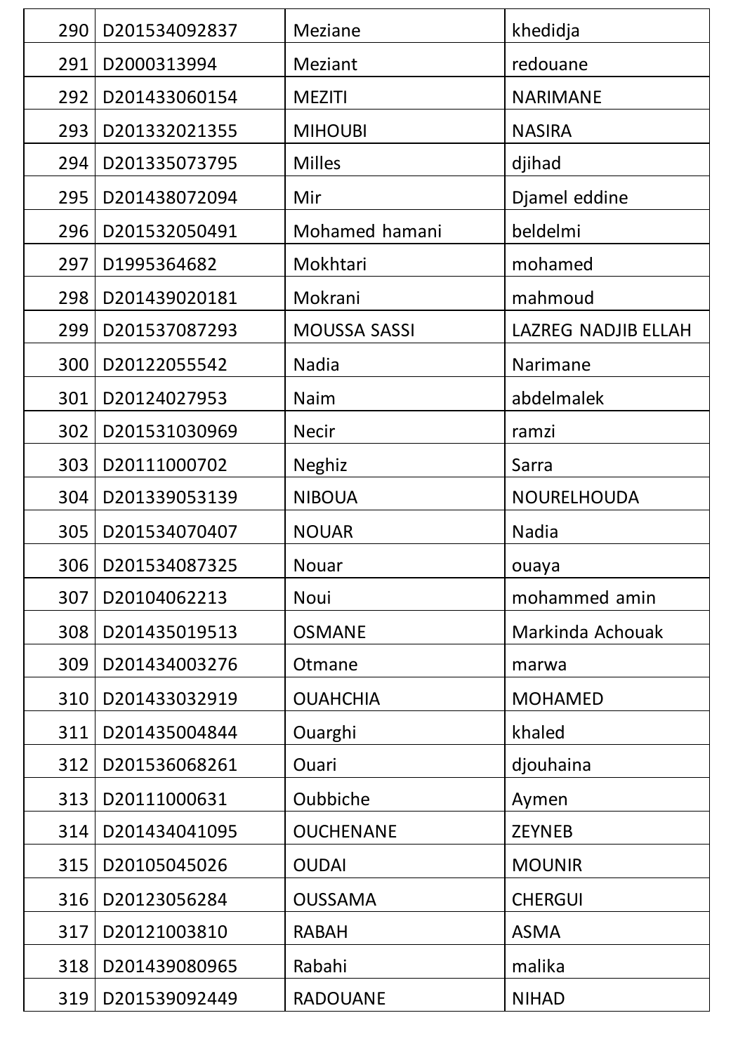| 290 | D201534092837 | Meziane | khedidja |
|---|---|---|---|
| 291 | D2000313994 | Meziant | redouane |
| 292 | D201433060154 | MEZITI | NARIMANE |
| 293 | D201332021355 | MIHOUBI | NASIRA |
| 294 | D201335073795 | Milles | djihad |
| 295 | D201438072094 | Mir | Djamel eddine |
| 296 | D201532050491 | Mohamed hamani | beldelmi |
| 297 | D1995364682 | Mokhtari | mohamed |
| 298 | D201439020181 | Mokrani | mahmoud |
| 299 | D201537087293 | MOUSSA SASSI | LAZREG NADJIB ELLAH |
| 300 | D20122055542 | Nadia | Narimane |
| 301 | D20124027953 | Naim | abdelmalek |
| 302 | D201531030969 | Necir | ramzi |
| 303 | D20111000702 | Neghiz | Sarra |
| 304 | D201339053139 | NIBOUA | NOURELHOUDA |
| 305 | D201534070407 | NOUAR | Nadia |
| 306 | D201534087325 | Nouar | ouaya |
| 307 | D20104062213 | Noui | mohammed amin |
| 308 | D201435019513 | OSMANE | Markinda Achouak |
| 309 | D201434003276 | Otmane | marwa |
| 310 | D201433032919 | OUAHCHIA | MOHAMED |
| 311 | D201435004844 | Ouarghi | khaled |
| 312 | D201536068261 | Ouari | djouhaina |
| 313 | D20111000631 | Oubbiche | Aymen |
| 314 | D201434041095 | OUCHENANE | ZEYNEB |
| 315 | D20105045026 | OUDAI | MOUNIR |
| 316 | D20123056284 | OUSSAMA | CHERGUI |
| 317 | D20121003810 | RABAH | ASMA |
| 318 | D201439080965 | Rabahi | malika |
| 319 | D201539092449 | RADOUANE | NIHAD |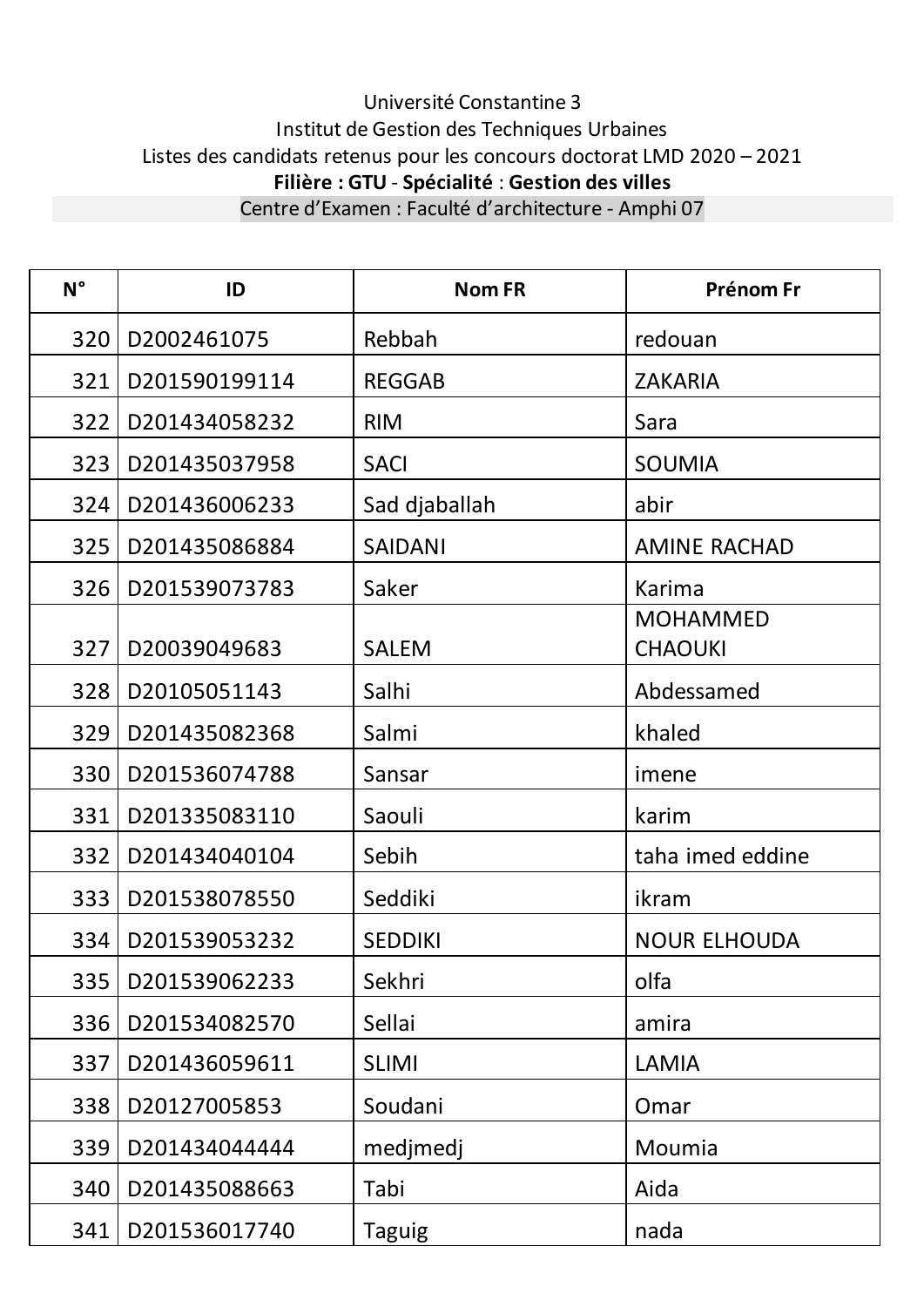Université Constantine 3

Institut de Gestion des Techniques Urbaines

Listes des candidats retenus pour les concours doctorat LMD 2020 – 2021

**Filière : GTU** - **Spécialité** : **Gestion des villes**

Centre d'Examen : Faculté d'architecture - Amphi 07

| N° | ID | Nom FR | Prénom Fr |
|---|---|---|---|
| 320 | D2002461075 | Rebbah | redouan |
| 321 | D201590199114 | REGGAB | ZAKARIA |
| 322 | D201434058232 | RIM | Sara |
| 323 | D201435037958 | SACI | SOUMIA |
| 324 | D201436006233 | Sad djaballah | abir |
| 325 | D201435086884 | SAIDANI | AMINE RACHAD |
| 326 | D201539073783 | Saker | Karima |
| 327 | D20039049683 | SALEM | MOHAMMED CHAOUKI |
| 328 | D20105051143 | Salhi | Abdessamed |
| 329 | D201435082368 | Salmi | khaled |
| 330 | D201536074788 | Sansar | imene |
| 331 | D201335083110 | Saouli | karim |
| 332 | D201434040104 | Sebih | taha imed eddine |
| 333 | D201538078550 | Seddiki | ikram |
| 334 | D201539053232 | SEDDIKI | NOUR ELHOUDA |
| 335 | D201539062233 | Sekhri | olfa |
| 336 | D201534082570 | Sellai | amira |
| 337 | D201436059611 | SLIMI | LAMIA |
| 338 | D20127005853 | Soudani | Omar |
| 339 | D201434044444 | medjmedj | Moumia |
| 340 | D201435088663 | Tabi | Aida |
| 341 | D201536017740 | Taguig | nada |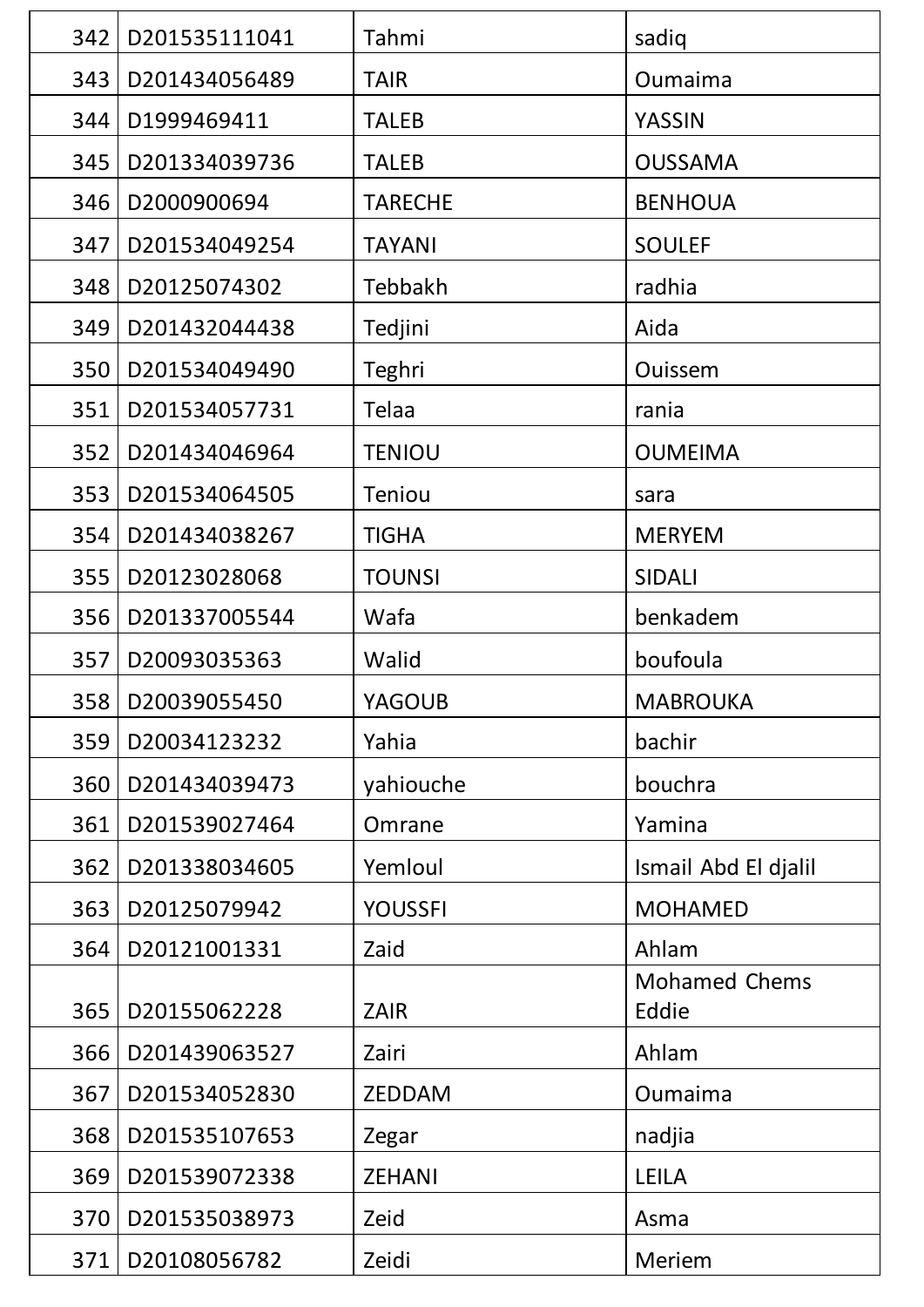| 342 | D201535111041 | Tahmi | sadiq |
|---|---|---|---|
| 343 | D201434056489 | TAIR | Oumaima |
| 344 | D1999469411 | TALEB | YASSIN |
| 345 | D201334039736 | TALEB | OUSSAMA |
| 346 | D2000900694 | TARECHE | BENHOUA |
| 347 | D201534049254 | TAYANI | SOULEF |
| 348 | D20125074302 | Tebbakh | radhia |
| 349 | D201432044438 | Tedjini | Aida |
| 350 | D201534049490 | Teghri | Ouissem |
| 351 | D201534057731 | Telaa | rania |
| 352 | D201434046964 | TENIOU | OUMEIMA |
| 353 | D201534064505 | Teniou | sara |
| 354 | D201434038267 | TIGHA | MERYEM |
| 355 | D20123028068 | TOUNSI | SIDALI |
| 356 | D201337005544 | Wafa | benkadem |
| 357 | D20093035363 | Walid | boufoula |
| 358 | D20039055450 | YAGOUB | MABROUKA |
| 359 | D20034123232 | Yahia | bachir |
| 360 | D201434039473 | yahiouche | bouchra |
| 361 | D201539027464 | Omrane | Yamina |
| 362 | D201338034605 | Yemloul | Ismail Abd El djalil |
| 363 | D20125079942 | YOUSSFI | MOHAMED |
| 364 | D20121001331 | Zaid | Ahlam |
| 365 | D20155062228 | ZAIR | Mohamed Chems Eddie |
| 366 | D201439063527 | Zairi | Ahlam |
| 367 | D201534052830 | ZEDDAM | Oumaima |
| 368 | D201535107653 | Zegar | nadjia |
| 369 | D201539072338 | ZEHANI | LEILA |
| 370 | D201535038973 | Zeid | Asma |
| 371 | D20108056782 | Zeidi | Meriem |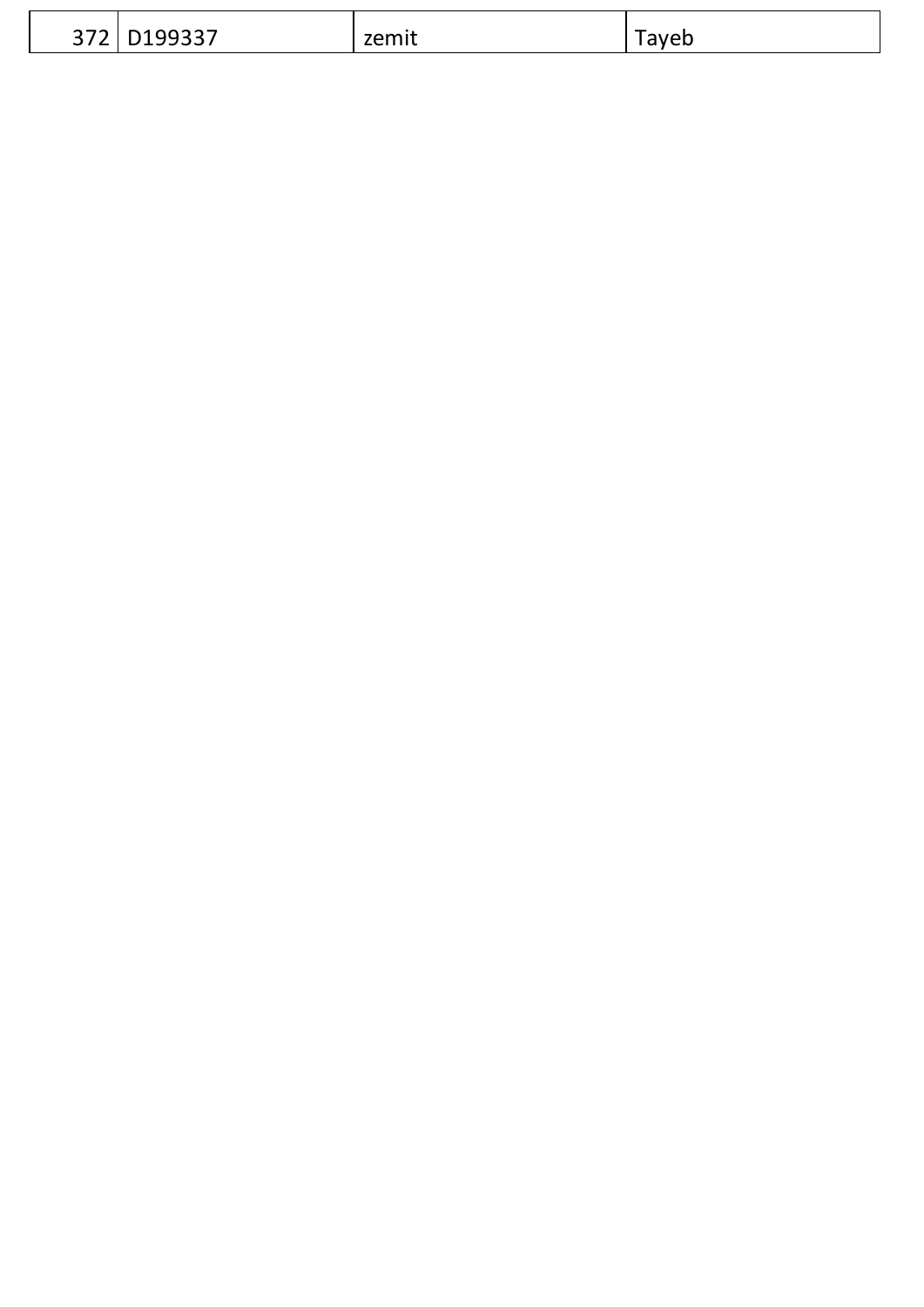| | | | |
|---|---|---|---|
| 372 | D199337 | zemit | Tayeb |